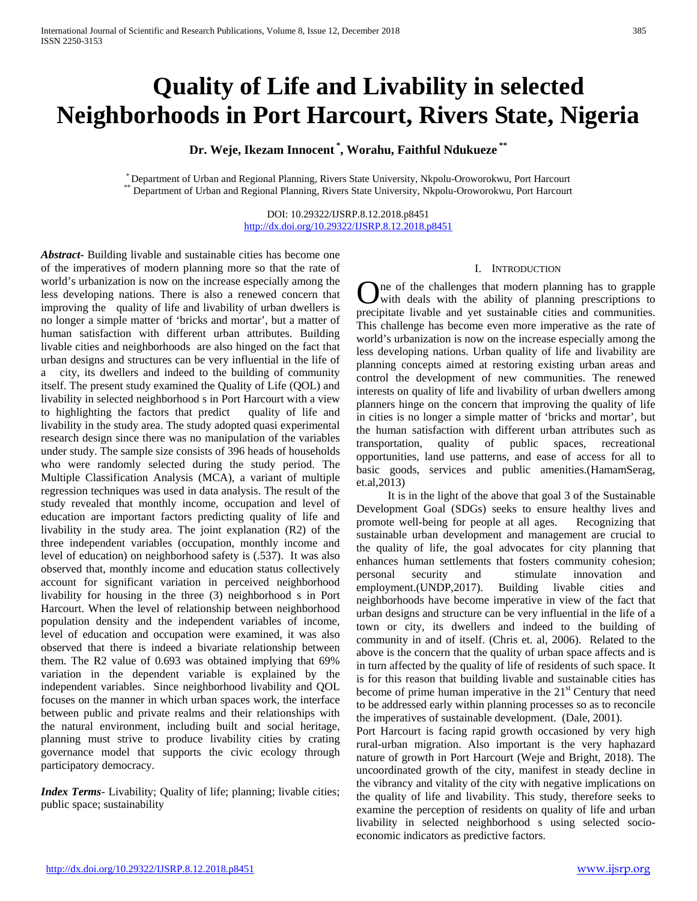# Quality of Life and Livability in selected Neighborhoods in Port Harcourt, Rivers State, Nigeria

**Dr. Weje, Ikezam Innocent [*], Worahu, Faithful Ndukueze [**]**

[*] Department of Urban and Regional Planning, Rivers State University, Nkpolu-Oroworokwu, Port Harcourt
[**] Department of Urban and Regional Planning, Rivers State University, Nkpolu-Oroworokwu, Port Harcourt

DOI: 10.29322/IJSRP.8.12.2018.p8451
http://dx.doi.org/10.29322/IJSRP.8.12.2018.p8451

***Abstract*****-** Building livable and sustainable cities has become one of the imperatives of modern planning more so that the rate of world's urbanization is now on the increase especially among the less developing nations. There is also a renewed concern that improving the quality of life and livability of urban dwellers is no longer a simple matter of 'bricks and mortar', but a matter of human satisfaction with different urban attributes. Building livable cities and neighborhoods are also hinged on the fact that urban designs and structures can be very influential in the life of a city, its dwellers and indeed to the building of community itself. The present study examined the Quality of Life (QOL) and livability in selected neighborhood s in Port Harcourt with a view to highlighting the factors that predict quality of life and livability in the study area. The study adopted quasi experimental research design since there was no manipulation of the variables under study. The sample size consists of 396 heads of households who were randomly selected during the study period. The Multiple Classification Analysis (MCA), a variant of multiple regression techniques was used in data analysis. The result of the study revealed that monthly income, occupation and level of education are important factors predicting quality of life and livability in the study area. The joint explanation (R2) of the three independent variables (occupation, monthly income and level of education) on neighborhood safety is (.537). It was also observed that, monthly income and education status collectively account for significant variation in perceived neighborhood livability for housing in the three (3) neighborhood s in Port Harcourt. When the level of relationship between neighborhood population density and the independent variables of income, level of education and occupation were examined, it was also observed that there is indeed a bivariate relationship between them. The R2 value of 0.693 was obtained implying that 69% variation in the dependent variable is explained by the independent variables. Since neighborhood livability and QOL focuses on the manner in which urban spaces work, the interface between public and private realms and their relationships with the natural environment, including built and social heritage, planning must strive to produce livability cities by crating governance model that supports the civic ecology through participatory democracy.

***Index Terms*****-** Livability; Quality of life; planning; livable cities; public space; sustainability

## I. Introduction

One of the challenges that modern planning has to grapple with deals with the ability of planning prescriptions to precipitate livable and yet sustainable cities and communities. This challenge has become even more imperative as the rate of world's urbanization is now on the increase especially among the less developing nations. Urban quality of life and livability are planning concepts aimed at restoring existing urban areas and control the development of new communities. The renewed interests on quality of life and livability of urban dwellers among planners hinge on the concern that improving the quality of life in cities is no longer a simple matter of 'bricks and mortar', but the human satisfaction with different urban attributes such as transportation, quality of public spaces, recreational opportunities, land use patterns, and ease of access for all to basic goods, services and public amenities.(HamamSerag, et.al,2013)

It is in the light of the above that goal 3 of the Sustainable Development Goal (SDGs) seeks to ensure healthy lives and promote well-being for people at all ages. Recognizing that sustainable urban development and management are crucial to the quality of life, the goal advocates for city planning that enhances human settlements that fosters community cohesion; personal security and stimulate innovation and employment.(UNDP,2017). Building livable cities and neighborhoods have become imperative in view of the fact that urban designs and structure can be very influential in the life of a town or city, its dwellers and indeed to the building of community in and of itself. (Chris et. al, 2006). Related to the above is the concern that the quality of urban space affects and is in turn affected by the quality of life of residents of such space. It is for this reason that building livable and sustainable cities has become of prime human imperative in the 21st Century that need to be addressed early within planning processes so as to reconcile the imperatives of sustainable development. (Dale, 2001).

Port Harcourt is facing rapid growth occasioned by very high rural-urban migration. Also important is the very haphazard nature of growth in Port Harcourt (Weje and Bright, 2018). The uncoordinated growth of the city, manifest in steady decline in the vibrancy and vitality of the city with negative implications on the quality of life and livability. This study, therefore seeks to examine the perception of residents on quality of life and urban livability in selected neighborhood s using selected socio-economic indicators as predictive factors.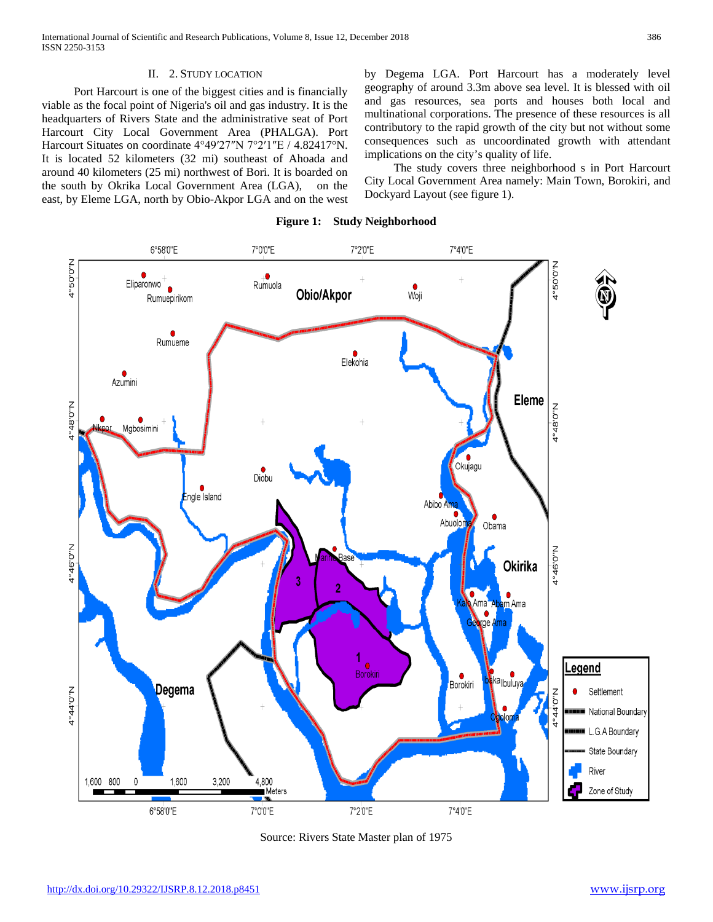## II. 2. Study Location

Port Harcourt is one of the biggest cities and is financially viable as the focal point of Nigeria's oil and gas industry. It is the headquarters of Rivers State and the administrative seat of Port Harcourt City Local Government Area (PHALGA). Port Harcourt Situates on coordinate 4°49′27″N 7°2′1″E / 4.82417°N. It is located 52 kilometers (32 mi) southeast of Ahoada and around 40 kilometers (25 mi) northwest of Bori. It is boarded on the south by Okrika Local Government Area (LGA), on the east, by Eleme LGA, north by Obio-Akpor LGA and on the west by Degema LGA. Port Harcourt has a moderately level geography of around 3.3m above sea level. It is blessed with oil and gas resources, sea ports and houses both local and multinational corporations. The presence of these resources is all contributory to the rapid growth of the city but not without some consequences such as uncoordinated growth with attendant implications on the city's quality of life.

The study covers three neighborhood s in Port Harcourt City Local Government Area namely: Main Town, Borokiri, and Dockyard Layout (see figure 1).

**Figure 1: Study Neighborhood**

Source: Rivers State Master plan of 1975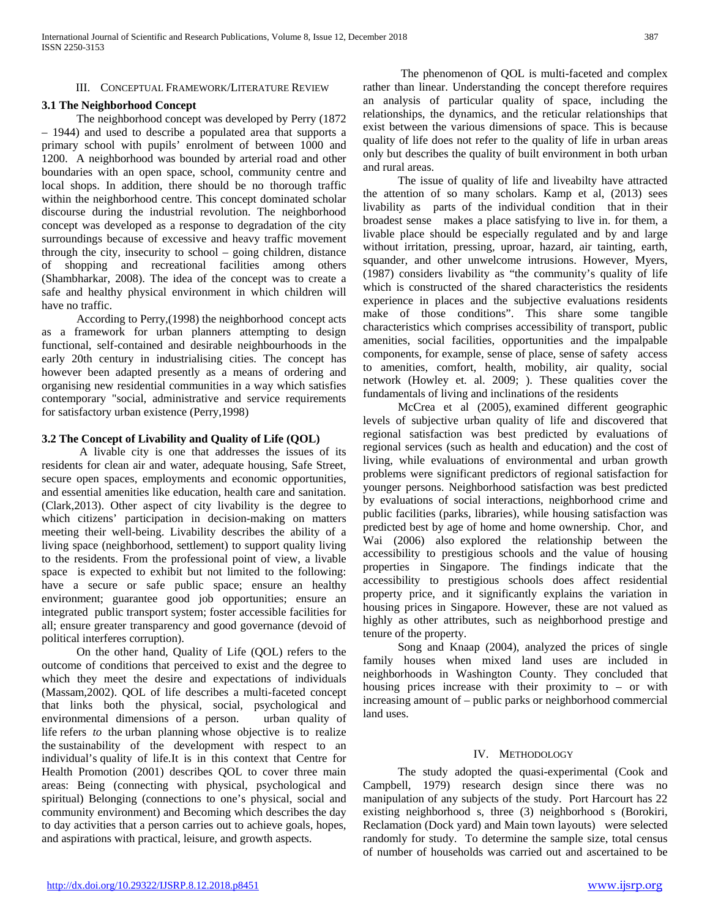## III. Conceptual Framework/Literature Review

### 3.1 The Neighborhood Concept

The neighborhood concept was developed by Perry (1872 – 1944) and used to describe a populated area that supports a primary school with pupils' enrolment of between 1000 and 1200. A neighborhood was bounded by arterial road and other boundaries with an open space, school, community centre and local shops. In addition, there should be no thorough traffic within the neighborhood centre. This concept dominated scholar discourse during the industrial revolution. The neighborhood concept was developed as a response to degradation of the city surroundings because of excessive and heavy traffic movement through the city, insecurity to school – going children, distance of shopping and recreational facilities among others (Shambharkar, 2008). The idea of the concept was to create a safe and healthy physical environment in which children will have no traffic.

According to Perry,(1998) the neighborhood concept acts as a framework for urban planners attempting to design functional, self-contained and desirable neighbourhoods in the early 20th century in industrialising cities. The concept has however been adapted presently as a means of ordering and organising new residential communities in a way which satisfies contemporary "social, administrative and service requirements for satisfactory urban existence (Perry,1998)

### 3.2 The Concept of Livability and Quality of Life (QOL)

A livable city is one that addresses the issues of its residents for clean air and water, adequate housing, Safe Street, secure open spaces, employments and economic opportunities, and essential amenities like education, health care and sanitation. (Clark,2013). Other aspect of city livability is the degree to which citizens' participation in decision-making on matters meeting their well-being. Livability describes the ability of a living space (neighborhood, settlement) to support quality living to the residents. From the professional point of view, a livable space is expected to exhibit but not limited to the following: have a secure or safe public space; ensure an healthy environment; guarantee good job opportunities; ensure an integrated public transport system; foster accessible facilities for all; ensure greater transparency and good governance (devoid of political interferes corruption).

On the other hand, Quality of Life (QOL) refers to the outcome of conditions that perceived to exist and the degree to which they meet the desire and expectations of individuals (Massam,2002). QOL of life describes a multi-faceted concept that links both the physical, social, psychological and environmental dimensions of a person. urban quality of life refers *to* the urban planning whose objective is to realize the sustainability of the development with respect to an individual's quality of life.It is in this context that Centre for Health Promotion (2001) describes QOL to cover three main areas: Being (connecting with physical, psychological and spiritual) Belonging (connections to one's physical, social and community environment) and Becoming which describes the day to day activities that a person carries out to achieve goals, hopes, and aspirations with practical, leisure, and growth aspects.

The phenomenon of QOL is multi-faceted and complex rather than linear. Understanding the concept therefore requires an analysis of particular quality of space, including the relationships, the dynamics, and the reticular relationships that exist between the various dimensions of space. This is because quality of life does not refer to the quality of life in urban areas only but describes the quality of built environment in both urban and rural areas.

The issue of quality of life and liveabilty have attracted the attention of so many scholars. Kamp et al, (2013) sees livability as parts of the individual condition that in their broadest sense makes a place satisfying to live in. for them, a livable place should be especially regulated and by and large without irritation, pressing, uproar, hazard, air tainting, earth, squander, and other unwelcome intrusions. However, Myers, (1987) considers livability as "the community's quality of life which is constructed of the shared characteristics the residents experience in places and the subjective evaluations residents make of those conditions". This share some tangible characteristics which comprises accessibility of transport, public amenities, social facilities, opportunities and the impalpable components, for example, sense of place, sense of safety access to amenities, comfort, health, mobility, air quality, social network (Howley et. al. 2009; ). These qualities cover the fundamentals of living and inclinations of the residents

McCrea et al (2005), examined different geographic levels of subjective urban quality of life and discovered that regional satisfaction was best predicted by evaluations of regional services (such as health and education) and the cost of living, while evaluations of environmental and urban growth problems were significant predictors of regional satisfaction for younger persons. Neighborhood satisfaction was best predicted by evaluations of social interactions, neighborhood crime and public facilities (parks, libraries), while housing satisfaction was predicted best by age of home and home ownership. Chor, and Wai (2006) also explored the relationship between the accessibility to prestigious schools and the value of housing properties in Singapore. The findings indicate that the accessibility to prestigious schools does affect residential property price, and it significantly explains the variation in housing prices in Singapore. However, these are not valued as highly as other attributes, such as neighborhood prestige and tenure of the property.

Song and Knaap (2004), analyzed the prices of single family houses when mixed land uses are included in neighborhoods in Washington County. They concluded that housing prices increase with their proximity to – or with increasing amount of – public parks or neighborhood commercial land uses.

## IV. Methodology

The study adopted the quasi-experimental (Cook and Campbell, 1979) research design since there was no manipulation of any subjects of the study. Port Harcourt has 22 existing neighborhood s, three (3) neighborhood s (Borokiri, Reclamation (Dock yard) and Main town layouts) were selected randomly for study. To determine the sample size, total census of number of households was carried out and ascertained to be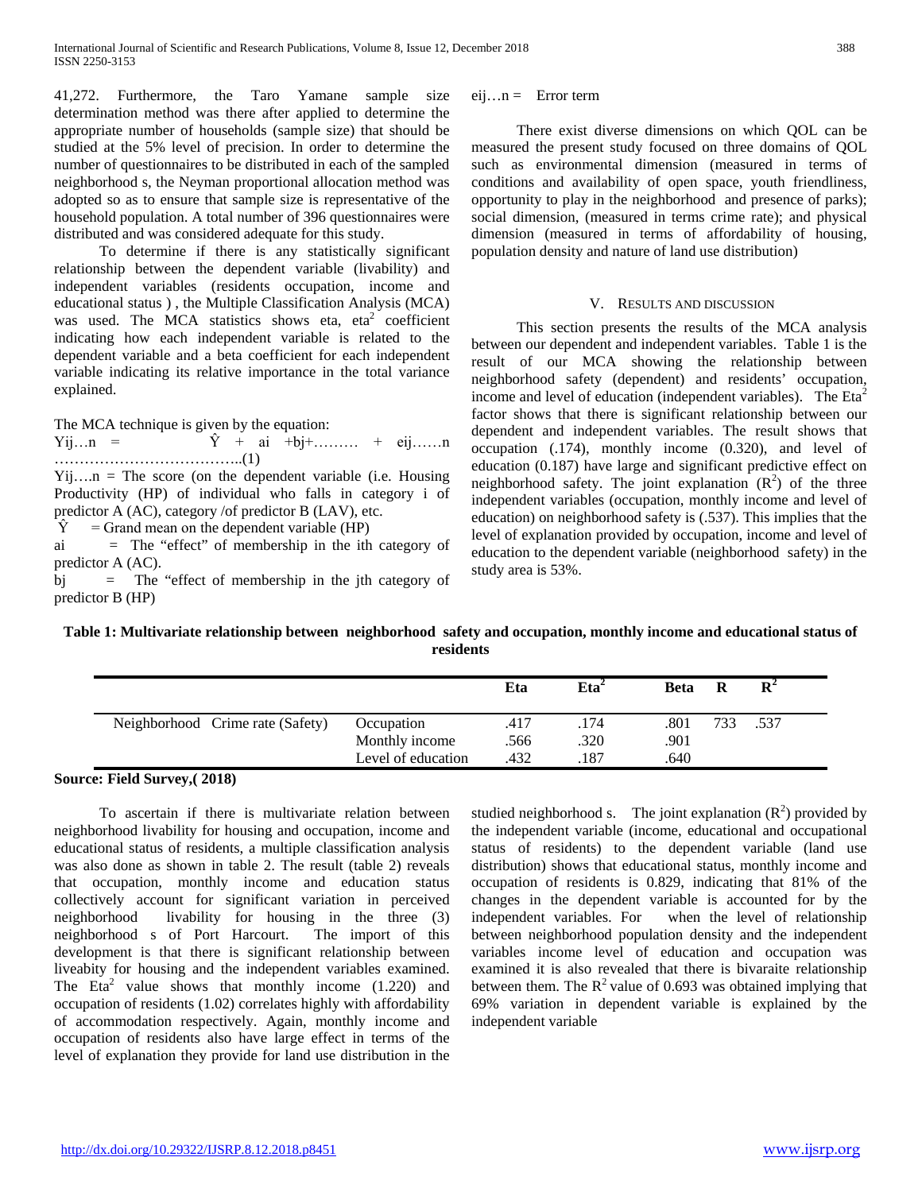41,272. Furthermore, the Taro Yamane sample size determination method was there after applied to determine the appropriate number of households (sample size) that should be studied at the 5% level of precision. In order to determine the number of questionnaires to be distributed in each of the sampled neighborhood s, the Neyman proportional allocation method was adopted so as to ensure that sample size is representative of the household population. A total number of 396 questionnaires were distributed and was considered adequate for this study.

To determine if there is any statistically significant relationship between the dependent variable (livability) and independent variables (residents occupation, income and educational status ) , the Multiple Classification Analysis (MCA) was used. The MCA statistics shows eta, $eta^2$ coefficient indicating how each independent variable is related to the dependent variable and a beta coefficient for each independent variable indicating its relative importance in the total variance explained.

The MCA technique is given by the equation:

$$Y_{ij\ldots n} = \hat{Y} + a_i + b_j + \ldots\ldots\ldots + e_{ij\ldots\ldots n} \qquad (1)$$

$Y_{ij\ldots.n}$ = The score (on the dependent variable (i.e. Housing Productivity (HP) of individual who falls in category i of predictor A (AC), category /of predictor B (LAV), etc.

$\hat{Y}$ = Grand mean on the dependent variable (HP)

$a_i$ = The "effect" of membership in the ith category of predictor A (AC).

$b_j$ = The "effect of membership in the jth category of predictor B (HP)

$e_{ij\ldots n}$ = Error term

There exist diverse dimensions on which QOL can be measured the present study focused on three domains of QOL such as environmental dimension (measured in terms of conditions and availability of open space, youth friendliness, opportunity to play in the neighborhood and presence of parks); social dimension, (measured in terms crime rate); and physical dimension (measured in terms of affordability of housing, population density and nature of land use distribution)

## V. Results and Discussion

This section presents the results of the MCA analysis between our dependent and independent variables. Table 1 is the result of our MCA showing the relationship between neighborhood safety (dependent) and residents' occupation, income and level of education (independent variables). The $Eta^2$ factor shows that there is significant relationship between our dependent and independent variables. The result shows that occupation (.174), monthly income (0.320), and level of education (0.187) have large and significant predictive effect on neighborhood safety. The joint explanation ($R^2$) of the three independent variables (occupation, monthly income and level of education) on neighborhood safety is (.537). This implies that the level of explanation provided by occupation, income and level of education to the dependent variable (neighborhood safety) in the study area is 53%.

**Table 1: Multivariate relationship between neighborhood safety and occupation, monthly income and educational status of residents**

| | | Eta | $Eta^2$ | Beta | R | $R^2$ |
|---|---|---|---|---|---|---|
| Neighborhood Crime rate (Safety) | Occupation | .417 | .174 | .801 | 733 | .537 |
| | Monthly income | .566 | .320 | .901 | | |
| | Level of education | .432 | .187 | .640 | | |

**Source: Field Survey,( 2018)**

To ascertain if there is multivariate relation between neighborhood livability for housing and occupation, income and educational status of residents, a multiple classification analysis was also done as shown in table 2. The result (table 2) reveals that occupation, monthly income and education status collectively account for significant variation in perceived neighborhood livability for housing in the three (3) neighborhood s of Port Harcourt. The import of this development is that there is significant relationship between liveabity for housing and the independent variables examined. The $Eta^2$ value shows that monthly income (1.220) and occupation of residents (1.02) correlates highly with affordability of accommodation respectively. Again, monthly income and occupation of residents also have large effect in terms of the level of explanation they provide for land use distribution in the studied neighborhood s. The joint explanation ($R^2$) provided by the independent variable (income, educational and occupational status of residents) to the dependent variable (land use distribution) shows that educational status, monthly income and occupation of residents is 0.829, indicating that 81% of the changes in the dependent variable is accounted for by the independent variables. For when the level of relationship between neighborhood population density and the independent variables income level of education and occupation was examined it is also revealed that there is bivaraite relationship between them. The $R^2$ value of 0.693 was obtained implying that 69% variation in dependent variable is explained by the independent variable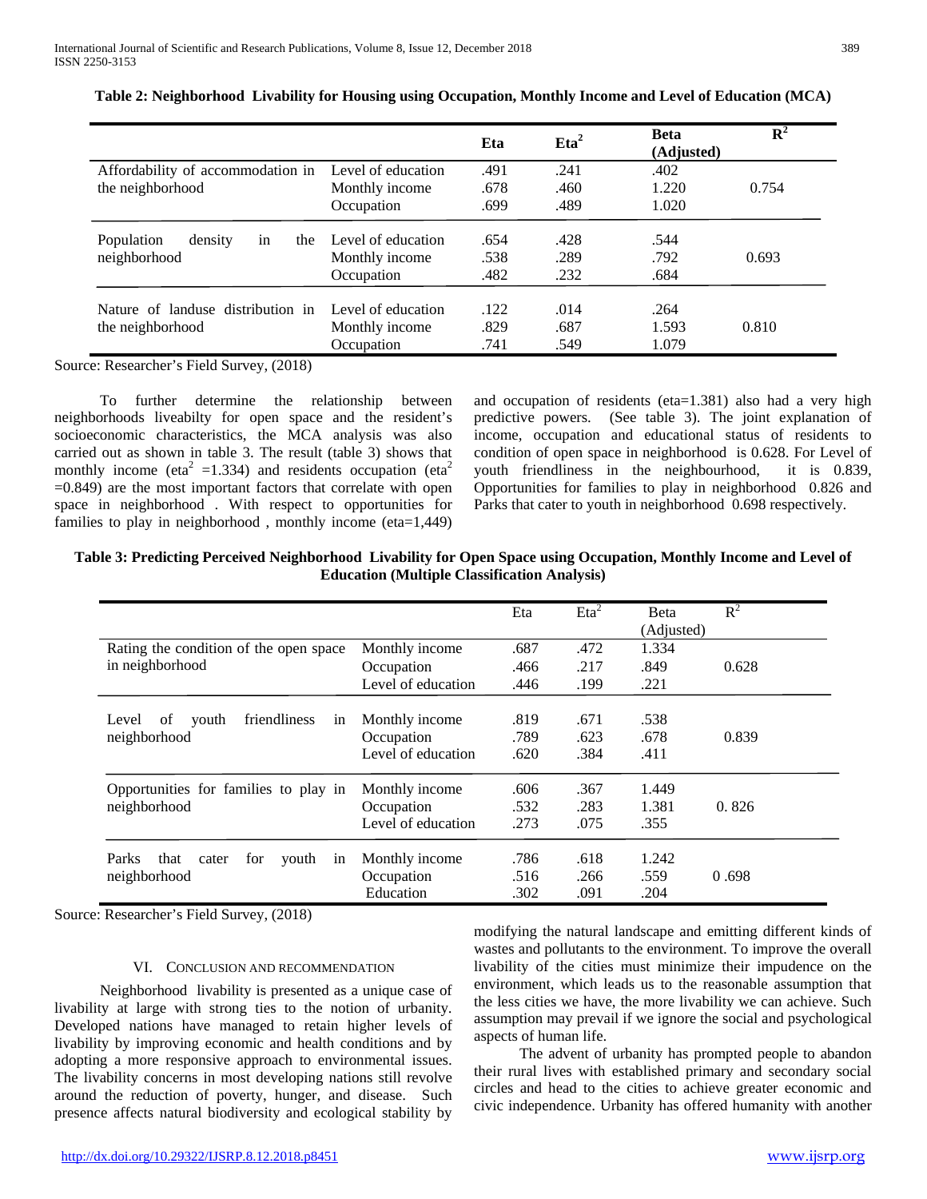**Table 2: Neighborhood Livability for Housing using Occupation, Monthly Income and Level of Education (MCA)**

| | | Eta | $Eta^2$ | Beta (Adjusted) | $R^2$ |
|---|---|---|---|---|---|
| Affordability of accommodation in the neighborhood | Level of education | .491 | .241 | .402 | |
| | Monthly income | .678 | .460 | 1.220 | 0.754 |
| | Occupation | .699 | .489 | 1.020 | |
| Population density in the neighborhood | Level of education | .654 | .428 | .544 | |
| | Monthly income | .538 | .289 | .792 | 0.693 |
| | Occupation | .482 | .232 | .684 | |
| Nature of landuse distribution in the neighborhood | Level of education | .122 | .014 | .264 | |
| | Monthly income | .829 | .687 | 1.593 | 0.810 |
| | Occupation | .741 | .549 | 1.079 | |

Source: Researcher's Field Survey, (2018)

To further determine the relationship between neighborhoods liveabilty for open space and the resident's socioeconomic characteristics, the MCA analysis was also carried out as shown in table 3. The result (table 3) shows that monthly income ($eta^2$ =1.334) and residents occupation ($eta^2$ =0.849) are the most important factors that correlate with open space in neighborhood . With respect to opportunities for families to play in neighborhood , monthly income (eta=1,449) and occupation of residents (eta=1.381) also had a very high predictive powers. (See table 3). The joint explanation of income, occupation and educational status of residents to condition of open space in neighborhood is 0.628. For Level of youth friendliness in the neighbourhood, it is 0.839, Opportunities for families to play in neighborhood 0.826 and Parks that cater to youth in neighborhood 0.698 respectively.

**Table 3: Predicting Perceived Neighborhood Livability for Open Space using Occupation, Monthly Income and Level of Education (Multiple Classification Analysis)**

| | | Eta | $Eta^2$ | Beta (Adjusted) | $R^2$ |
|---|---|---|---|---|---|
| Rating the condition of the open space in neighborhood | Monthly income | .687 | .472 | 1.334 | |
| | Occupation | .466 | .217 | .849 | 0.628 |
| | Level of education | .446 | .199 | .221 | |
| Level of youth friendliness in neighborhood | Monthly income | .819 | .671 | .538 | |
| | Occupation | .789 | .623 | .678 | 0.839 |
| | Level of education | .620 | .384 | .411 | |
| Opportunities for families to play in neighborhood | Monthly income | .606 | .367 | 1.449 | |
| | Occupation | .532 | .283 | 1.381 | 0. 826 |
| | Level of education | .273 | .075 | .355 | |
| Parks that cater for youth in neighborhood | Monthly income | .786 | .618 | 1.242 | |
| | Occupation | .516 | .266 | .559 | 0 .698 |
| | Education | .302 | .091 | .204 | |

Source: Researcher's Field Survey, (2018)

## VI. Conclusion and Recommendation

Neighborhood livability is presented as a unique case of livability at large with strong ties to the notion of urbanity. Developed nations have managed to retain higher levels of livability by improving economic and health conditions and by adopting a more responsive approach to environmental issues. The livability concerns in most developing nations still revolve around the reduction of poverty, hunger, and disease. Such presence affects natural biodiversity and ecological stability by modifying the natural landscape and emitting different kinds of wastes and pollutants to the environment. To improve the overall livability of the cities must minimize their impudence on the environment, which leads us to the reasonable assumption that the less cities we have, the more livability we can achieve. Such assumption may prevail if we ignore the social and psychological aspects of human life.

The advent of urbanity has prompted people to abandon their rural lives with established primary and secondary social circles and head to the cities to achieve greater economic and civic independence. Urbanity has offered humanity with another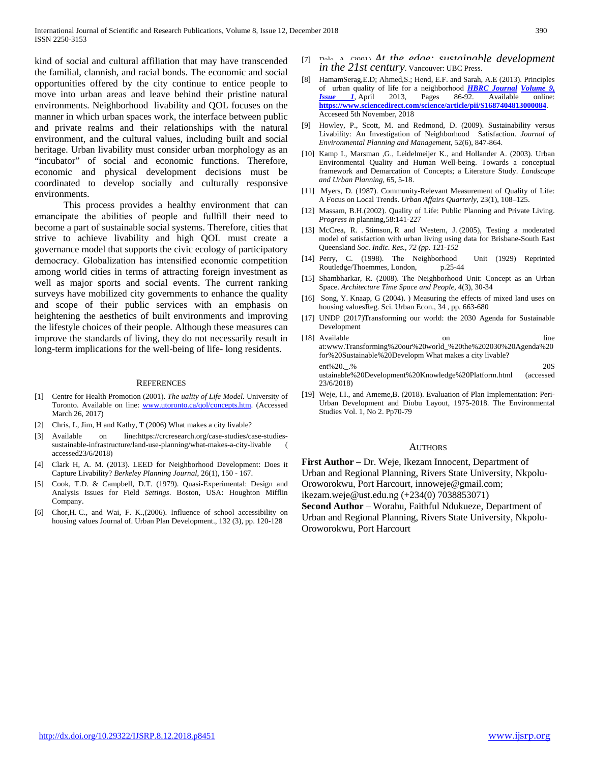kind of social and cultural affiliation that may have transcended the familial, clannish, and racial bonds. The economic and social opportunities offered by the city continue to entice people to move into urban areas and leave behind their pristine natural environments. Neighborhood livability and QOL focuses on the manner in which urban spaces work, the interface between public and private realms and their relationships with the natural environment, and the cultural values, including built and social heritage. Urban livability must consider urban morphology as an "incubator" of social and economic functions. Therefore, economic and physical development decisions must be coordinated to develop socially and culturally responsive environments.

This process provides a healthy environment that can emancipate the abilities of people and fullfill their need to become a part of sustainable social systems. Therefore, cities that strive to achieve livability and high QOL must create a governance model that supports the civic ecology of participatory democracy. Globalization has intensified economic competition among world cities in terms of attracting foreign investment as well as major sports and social events. The current ranking surveys have mobilized city governments to enhance the quality and scope of their public services with an emphasis on heightening the aesthetics of built environments and improving the lifestyle choices of their people. Although these measures can improve the standards of living, they do not necessarily result in long-term implications for the well-being of life- long residents.

## References

[1] Centre for Health Promotion (2001). *The uality of Life Model.* University of Toronto. Available on line: www.utoronto.ca/qol/concepts.htm. (Accessed March 26, 2017)

[2] Chris, L, Jim, H and Kathy, T (2006) What makes a city livable?

[3] Available on line:https://crcresearch.org/case-studies/case-studies-sustainable-infrastructure/land-use-planning/what-makes-a-city-livable ( accessed23/6/2018)

[4] Clark H, A. M. (2013). LEED for Neighborhood Development: Does it Capture Livability? *Berkeley Planning Journal*, 26(1), 150 - 167.

[5] Cook, T.D. & Campbell, D.T. (1979). Quasi-Experimental: Design and Analysis Issues for Field *Settings*. Boston, USA: Houghton Mifflin Company.

[6] Chor,H. C., and Wai, F. K.,(2006). Influence of school accessibility on housing values Journal of. Urban Plan Development., 132 (3), pp. 120-128

[7] Dale, A. (2001). *At the edge: sustainable development in the 21st century*. Vancouver: UBC Press.

[8] HamamSerag,E.D; Ahmed,S.; Hend, E.F. and Sarah, A.E (2013). Principles of urban quality of life for a neighborhood ***HBRC Journal Volume 9, Issue 1***, April 2013, Pages 86-92. Available online: **https://www.sciencedirect.com/science/article/pii/S1687404813000084**. Acceseed 5th November, 2018

[9] Howley, P., Scott, M. and Redmond, D. (2009). Sustainability versus Livability: An Investigation of Neighborhood Satisfaction. *Journal of Environmental Planning and Management*, 52(6), 847-864.

[10] Kamp I., Marsman ,G., Leidelmeijer K., and Hollander A. (2003). Urban Environmental Quality and Human Well-being. Towards a conceptual framework and Demarcation of Concepts; a Literature Study. *Landscape and Urban Planning*, 65, 5-18.

[11] Myers, D. (1987). Community-Relevant Measurement of Quality of Life: A Focus on Local Trends. *Urban Affairs Quarterly*, 23(1), 108–125.

[12] Massam, B.H.(2002). Quality of Life: Public Planning and Private Living. *Progress in* planning,58:141-227

[13] McCrea, R. . Stimson, R and Western, J. (2005), Testing a moderated model of satisfaction with urban living using data for Brisbane-South East Queensland *Soc. Indic. Res., 72 (pp. 121-152*

[14] Perry, C. (1998). The Neighborhood Unit (1929) Reprinted Routledge/Thoemmes, London, p.25-44

[15] Shambharkar, R. (2008). The Neighborhood Unit: Concept as an Urban Space. *Architecture Time Space and People*, 4(3), 30-34

[16] Song, Y. Knaap, G (2004). ) Measuring the effects of mixed land uses on housing valuesReg. Sci. Urban Econ., 34 , pp. 663-680

[17] UNDP (2017)Transforming our world: the 2030 Agenda for Sustainable Development

[18] Available on line at:www.Transforming%20our%20world_%20the%202030%20Agenda%20for%20Sustainable%20Developm What makes a city livable? ent%20._.% 20Sustainable%20Development%20Knowledge%20Platform.html (accessed 23/6/2018)

[19] Weje, I.I., and Ameme,B. (2018). Evaluation of Plan Implementation: Peri-Urban Development and Diobu Layout, 1975-2018. The Environmental Studies Vol. 1, No 2. Pp70-79

## Authors

**First Author** – Dr. Weje, Ikezam Innocent, Department of Urban and Regional Planning, Rivers State University, Nkpolu-Oroworokwu, Port Harcourt, innoweje@gmail.com; ikezam.weje@ust.edu.ng (+234(0) 7038853071)

**Second Author** – Worahu, Faithful Ndukueze, Department of Urban and Regional Planning, Rivers State University, Nkpolu-Oroworokwu, Port Harcourt